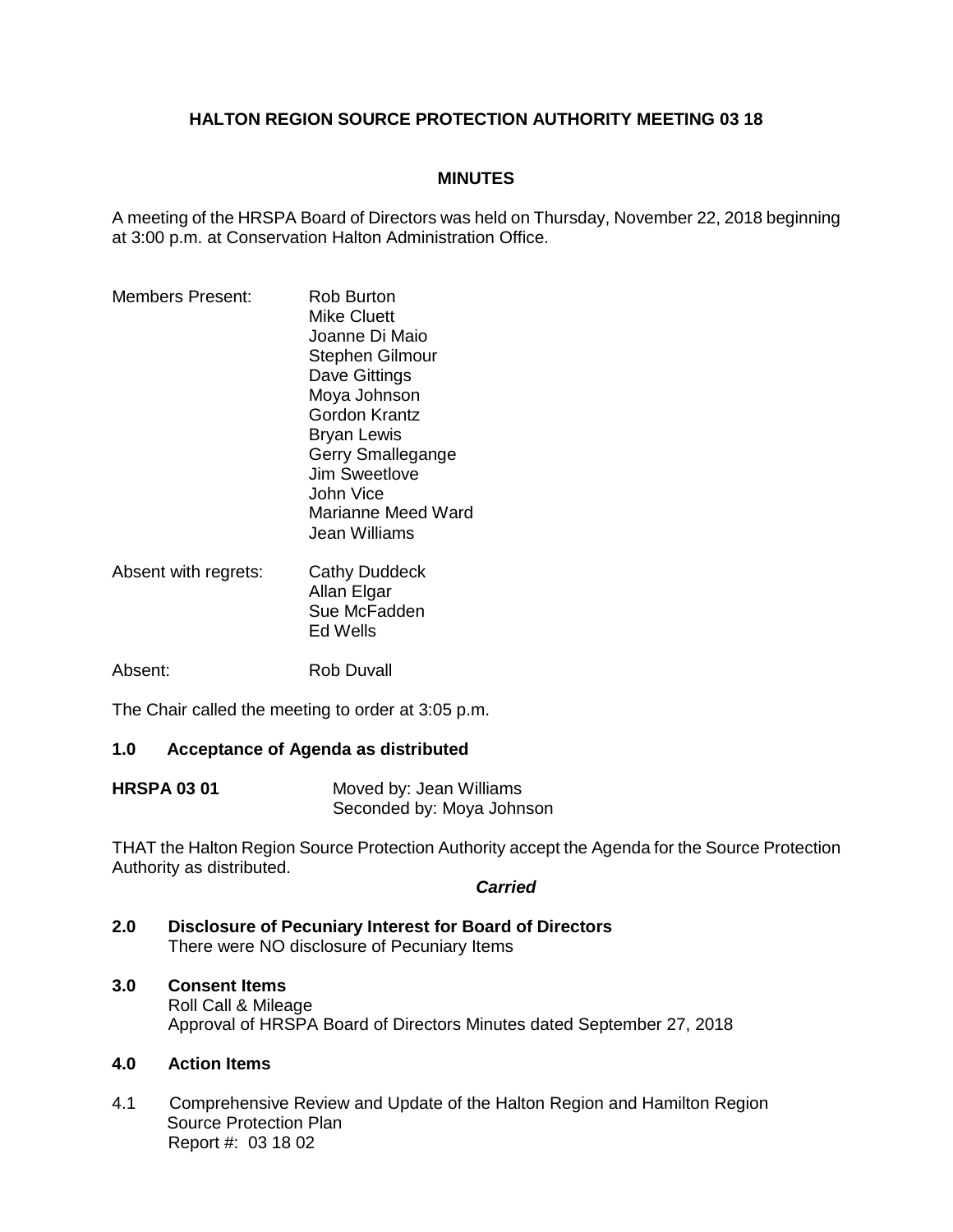# HALTON REGION SOURCE PROTECTION AUTHORITY MEETING 03 18

## MINUTES

A meeting of the HRSPA Board of Directors was held on Thursday, November 22, 2018 beginning at 3:00 p.m. at Conservation Halton Administration Office.

Members Present:
- Rob Burton
- Mike Cluett
- Joanne Di Maio
- Stephen Gilmour
- Dave Gittings
- Moya Johnson
- Gordon Krantz
- Bryan Lewis
- Gerry Smallegange
- Jim Sweetlove
- John Vice
- Marianne Meed Ward
- Jean Williams

Absent with regrets:
- Cathy Duddeck
- Allan Elgar
- Sue McFadden
- Ed Wells

Absent: Rob Duvall

The Chair called the meeting to order at 3:05 p.m.

### 1.0 Acceptance of Agenda as distributed

**HRSPA 03 01**
Moved by: Jean Williams
Seconded by: Moya Johnson

THAT the Halton Region Source Protection Authority accept the Agenda for the Source Protection Authority as distributed.

***Carried***

### 2.0 Disclosure of Pecuniary Interest for Board of Directors

There were NO disclosure of Pecuniary Items

### 3.0 Consent Items

Roll Call & Mileage
Approval of HRSPA Board of Directors Minutes dated September 27, 2018

### 4.0 Action Items

4.1 Comprehensive Review and Update of the Halton Region and Hamilton Region Source Protection Plan
Report #: 03 18 02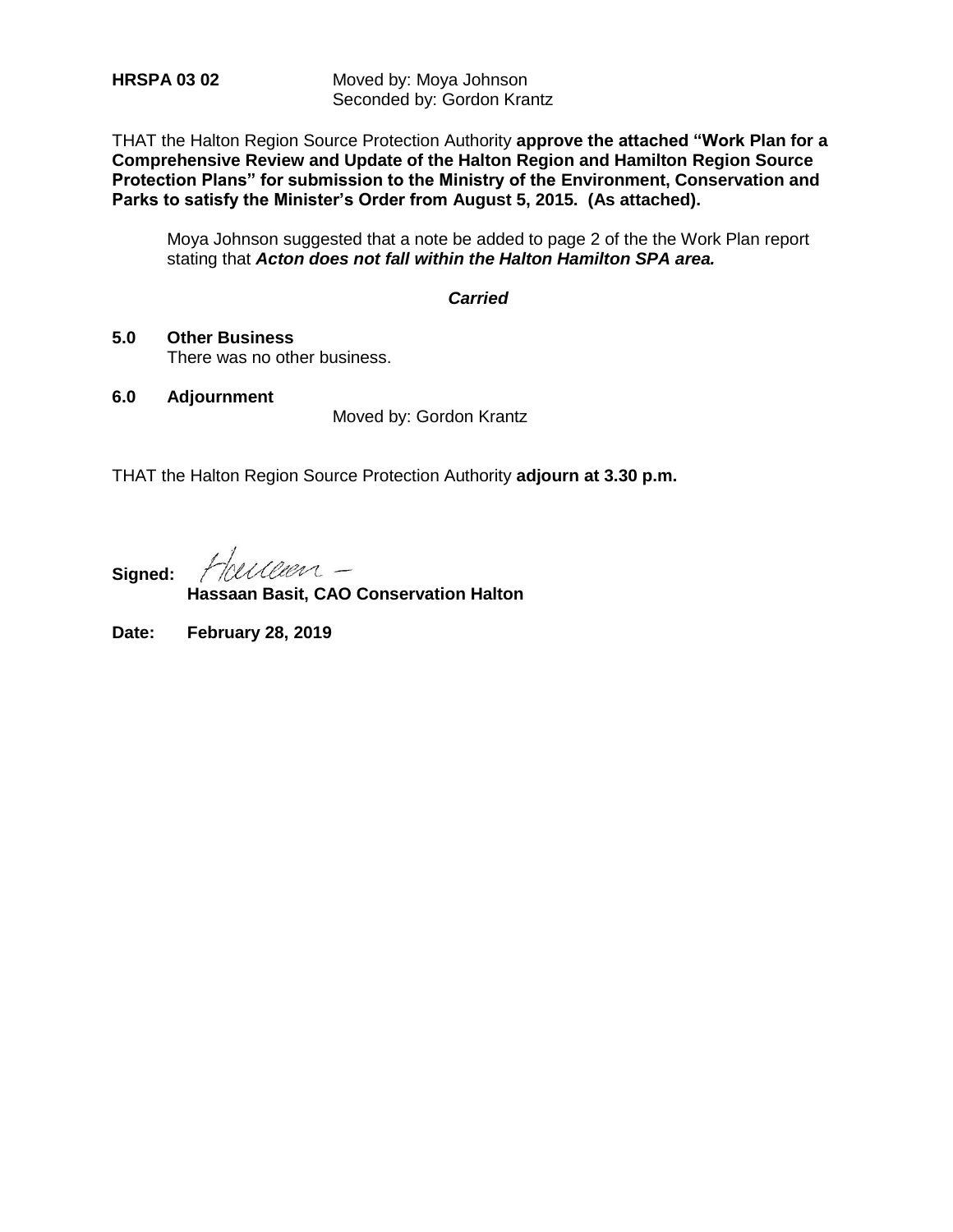**HRSPA 03 02** Moved by: Moya Johnson
Seconded by: Gordon Krantz

THAT the Halton Region Source Protection Authority **approve the attached "Work Plan for a Comprehensive Review and Update of the Halton Region and Hamilton Region Source Protection Plans" for submission to the Ministry of the Environment, Conservation and Parks to satisfy the Minister's Order from August 5, 2015. (As attached).**

Moya Johnson suggested that a note be added to page 2 of the the Work Plan report stating that ***Acton does not fall within the Halton Hamilton SPA area.***

***Carried***

**5.0 Other Business**

There was no other business.

**6.0 Adjournment**

Moved by: Gordon Krantz

THAT the Halton Region Source Protection Authority **adjourn at 3.30 p.m.**

**Signed:**

**Hassaan Basit, CAO Conservation Halton**

**Date: February 28, 2019**